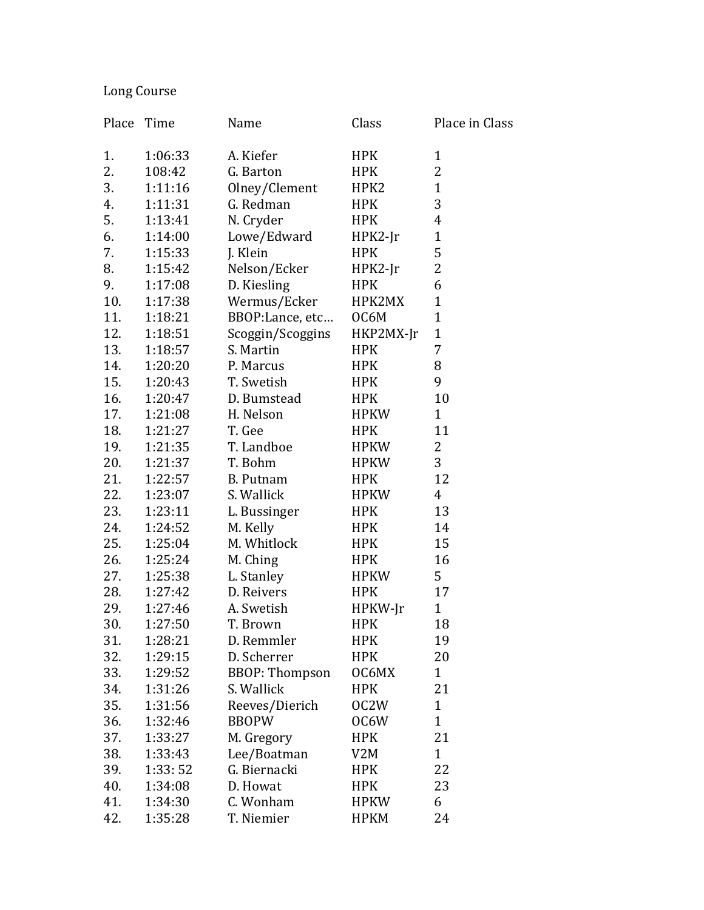Long Course

| Place | Time | Name | Class | Place in Class |
|---|---|---|---|---|
| 1. | 1:06:33 | A. Kiefer | HPK | 1 |
| 2. | 108:42 | G. Barton | HPK | 2 |
| 3. | 1:11:16 | Olney/Clement | HPK2 | 1 |
| 4. | 1:11:31 | G. Redman | HPK | 3 |
| 5. | 1:13:41 | N. Cryder | HPK | 4 |
| 6. | 1:14:00 | Lowe/Edward | HPK2-Jr | 1 |
| 7. | 1:15:33 | J. Klein | HPK | 5 |
| 8. | 1:15:42 | Nelson/Ecker | HPK2-Jr | 2 |
| 9. | 1:17:08 | D. Kiesling | HPK | 6 |
| 10. | 1:17:38 | Wermus/Ecker | HPK2MX | 1 |
| 11. | 1:18:21 | BBOP:Lance, etc… | OC6M | 1 |
| 12. | 1:18:51 | Scoggin/Scoggins | HKP2MX-Jr | 1 |
| 13. | 1:18:57 | S. Martin | HPK | 7 |
| 14. | 1:20:20 | P. Marcus | HPK | 8 |
| 15. | 1:20:43 | T. Swetish | HPK | 9 |
| 16. | 1:20:47 | D. Bumstead | HPK | 10 |
| 17. | 1:21:08 | H. Nelson | HPKW | 1 |
| 18. | 1:21:27 | T. Gee | HPK | 11 |
| 19. | 1:21:35 | T. Landboe | HPKW | 2 |
| 20. | 1:21:37 | T. Bohm | HPKW | 3 |
| 21. | 1:22:57 | B. Putnam | HPK | 12 |
| 22. | 1:23:07 | S. Wallick | HPKW | 4 |
| 23. | 1:23:11 | L. Bussinger | HPK | 13 |
| 24. | 1:24:52 | M. Kelly | HPK | 14 |
| 25. | 1:25:04 | M. Whitlock | HPK | 15 |
| 26. | 1:25:24 | M. Ching | HPK | 16 |
| 27. | 1:25:38 | L. Stanley | HPKW | 5 |
| 28. | 1:27:42 | D. Reivers | HPK | 17 |
| 29. | 1:27:46 | A. Swetish | HPKW-Jr | 1 |
| 30. | 1:27:50 | T. Brown | HPK | 18 |
| 31. | 1:28:21 | D. Remmler | HPK | 19 |
| 32. | 1:29:15 | D. Scherrer | HPK | 20 |
| 33. | 1:29:52 | BBOP: Thompson | OC6MX | 1 |
| 34. | 1:31:26 | S. Wallick | HPK | 21 |
| 35. | 1:31:56 | Reeves/Dierich | OC2W | 1 |
| 36. | 1:32:46 | BBOPW | OC6W | 1 |
| 37. | 1:33:27 | M. Gregory | HPK | 21 |
| 38. | 1:33:43 | Lee/Boatman | V2M | 1 |
| 39. | 1:33: 52 | G. Biernacki | HPK | 22 |
| 40. | 1:34:08 | D. Howat | HPK | 23 |
| 41. | 1:34:30 | C. Wonham | HPKW | 6 |
| 42. | 1:35:28 | T. Niemier | HPKM | 24 |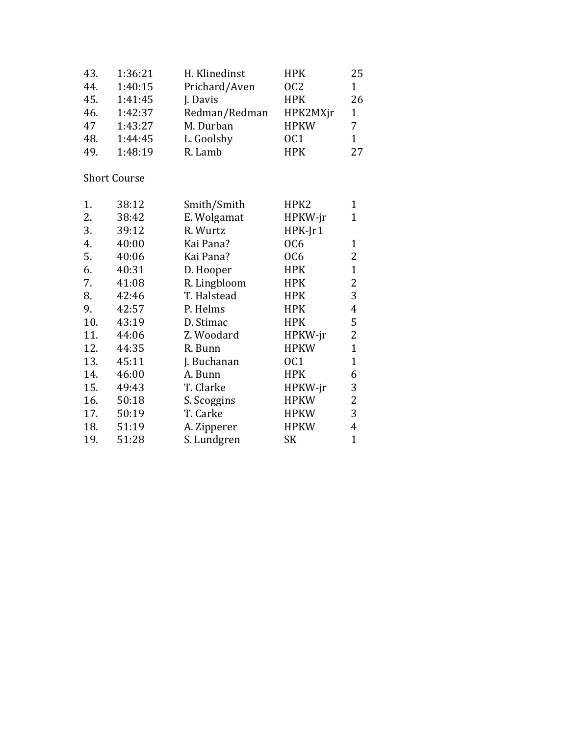| | | | | |
|---|---|---|---|---|
| 43. | 1:36:21 | H. Klinedinst | HPK | 25 |
| 44. | 1:40:15 | Prichard/Aven | OC2 | 1 |
| 45. | 1:41:45 | J. Davis | HPK | 26 |
| 46. | 1:42:37 | Redman/Redman | HPK2MXjr | 1 |
| 47 | 1:43:27 | M. Durban | HPKW | 7 |
| 48. | 1:44:45 | L. Goolsby | OC1 | 1 |
| 49. | 1:48:19 | R. Lamb | HPK | 27 |

Short Course

| | | | | |
|---|---|---|---|---|
| 1. | 38:12 | Smith/Smith | HPK2 | 1 |
| 2. | 38:42 | E. Wolgamat | HPKW-jr | 1 |
| 3. | 39:12 | R. Wurtz | HPK-Jr1 | |
| 4. | 40:00 | Kai Pana? | OC6 | 1 |
| 5. | 40:06 | Kai Pana? | OC6 | 2 |
| 6. | 40:31 | D. Hooper | HPK | 1 |
| 7. | 41:08 | R. Lingbloom | HPK | 2 |
| 8. | 42:46 | T. Halstead | HPK | 3 |
| 9. | 42:57 | P. Helms | HPK | 4 |
| 10. | 43:19 | D. Stimac | HPK | 5 |
| 11. | 44:06 | Z. Woodard | HPKW-jr | 2 |
| 12. | 44:35 | R. Bunn | HPKW | 1 |
| 13. | 45:11 | J. Buchanan | OC1 | 1 |
| 14. | 46:00 | A. Bunn | HPK | 6 |
| 15. | 49:43 | T. Clarke | HPKW-jr | 3 |
| 16. | 50:18 | S. Scoggins | HPKW | 2 |
| 17. | 50:19 | T. Carke | HPKW | 3 |
| 18. | 51:19 | A. Zipperer | HPKW | 4 |
| 19. | 51:28 | S. Lundgren | SK | 1 |